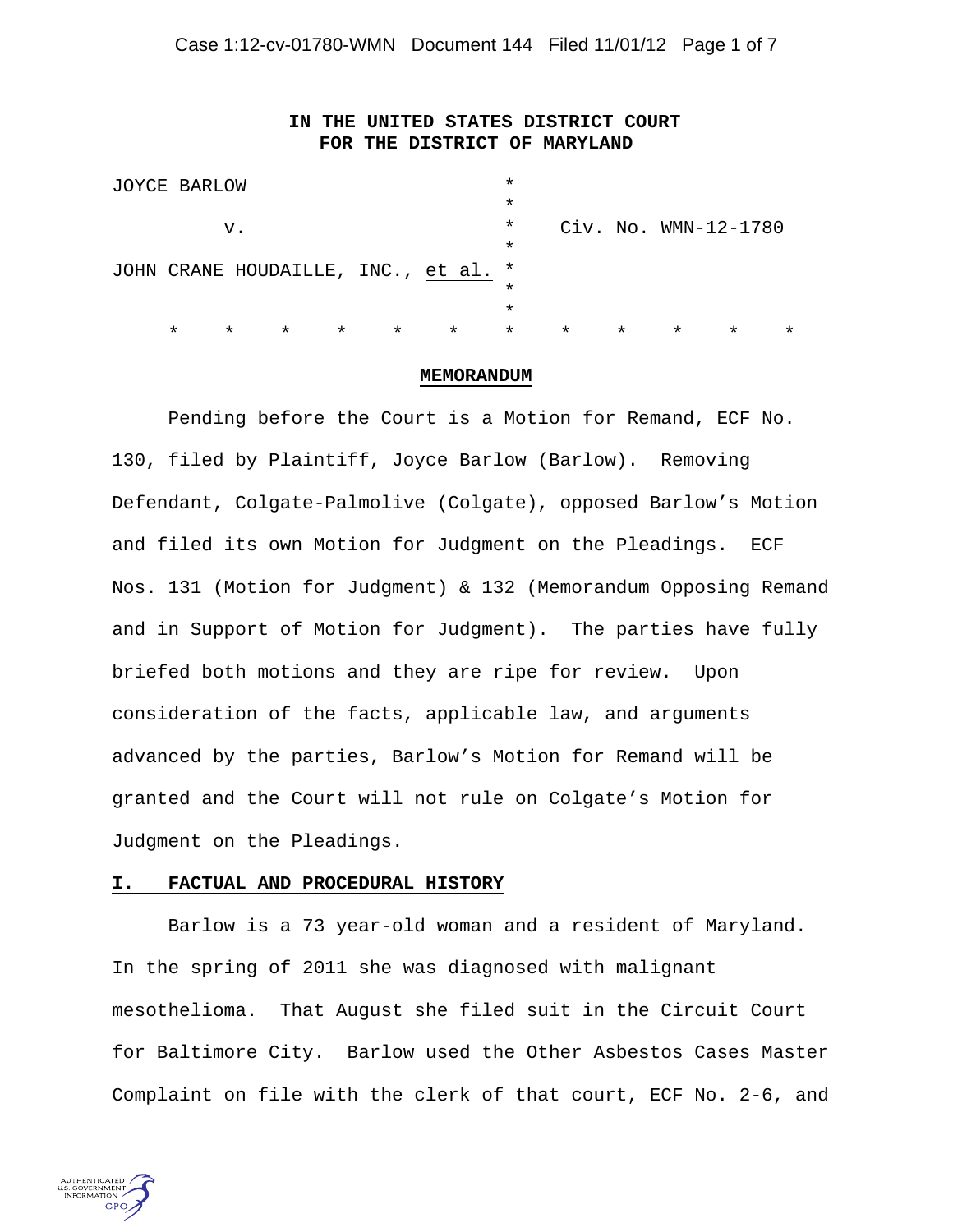**IN THE UNITED STATES DISTRICT COURT**
**FOR THE DISTRICT OF MARYLAND**

JOYCE BARLOW * 
 *
 v. * Civ. No. WMN-12-1780
 *
JOHN CRANE HOUDAILLE, INC., et al. *
 *
 *

\* \* \* \* \* \* \* \* \* \* \* \*

**MEMORANDUM**

Pending before the Court is a Motion for Remand, ECF No. 130, filed by Plaintiff, Joyce Barlow (Barlow). Removing Defendant, Colgate-Palmolive (Colgate), opposed Barlow's Motion and filed its own Motion for Judgment on the Pleadings. ECF Nos. 131 (Motion for Judgment) & 132 (Memorandum Opposing Remand and in Support of Motion for Judgment). The parties have fully briefed both motions and they are ripe for review. Upon consideration of the facts, applicable law, and arguments advanced by the parties, Barlow's Motion for Remand will be granted and the Court will not rule on Colgate's Motion for Judgment on the Pleadings.

## I. FACTUAL AND PROCEDURAL HISTORY

Barlow is a 73 year-old woman and a resident of Maryland. In the spring of 2011 she was diagnosed with malignant mesothelioma. That August she filed suit in the Circuit Court for Baltimore City. Barlow used the Other Asbestos Cases Master Complaint on file with the clerk of that court, ECF No. 2-6, and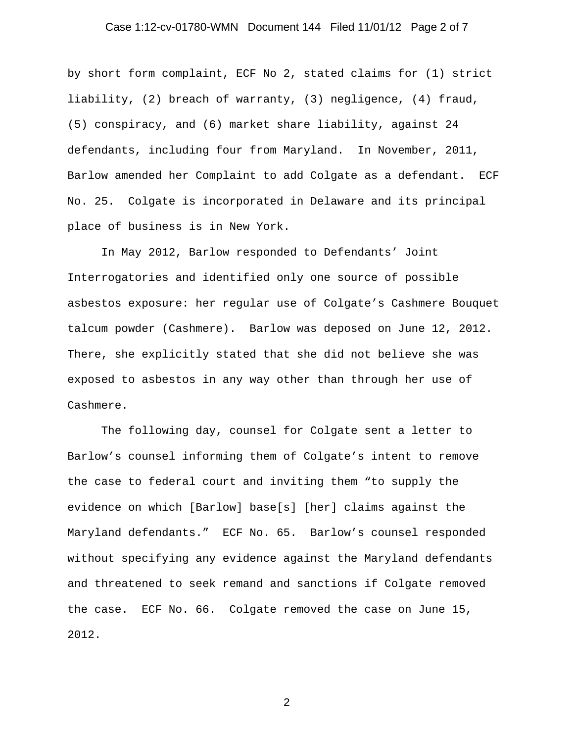by short form complaint, ECF No 2, stated claims for (1) strict liability, (2) breach of warranty, (3) negligence, (4) fraud, (5) conspiracy, and (6) market share liability, against 24 defendants, including four from Maryland. In November, 2011, Barlow amended her Complaint to add Colgate as a defendant. ECF No. 25. Colgate is incorporated in Delaware and its principal place of business is in New York.

In May 2012, Barlow responded to Defendants' Joint Interrogatories and identified only one source of possible asbestos exposure: her regular use of Colgate's Cashmere Bouquet talcum powder (Cashmere). Barlow was deposed on June 12, 2012. There, she explicitly stated that she did not believe she was exposed to asbestos in any way other than through her use of Cashmere.

The following day, counsel for Colgate sent a letter to Barlow's counsel informing them of Colgate's intent to remove the case to federal court and inviting them "to supply the evidence on which [Barlow] base[s] [her] claims against the Maryland defendants." ECF No. 65. Barlow's counsel responded without specifying any evidence against the Maryland defendants and threatened to seek remand and sanctions if Colgate removed the case. ECF No. 66. Colgate removed the case on June 15, 2012.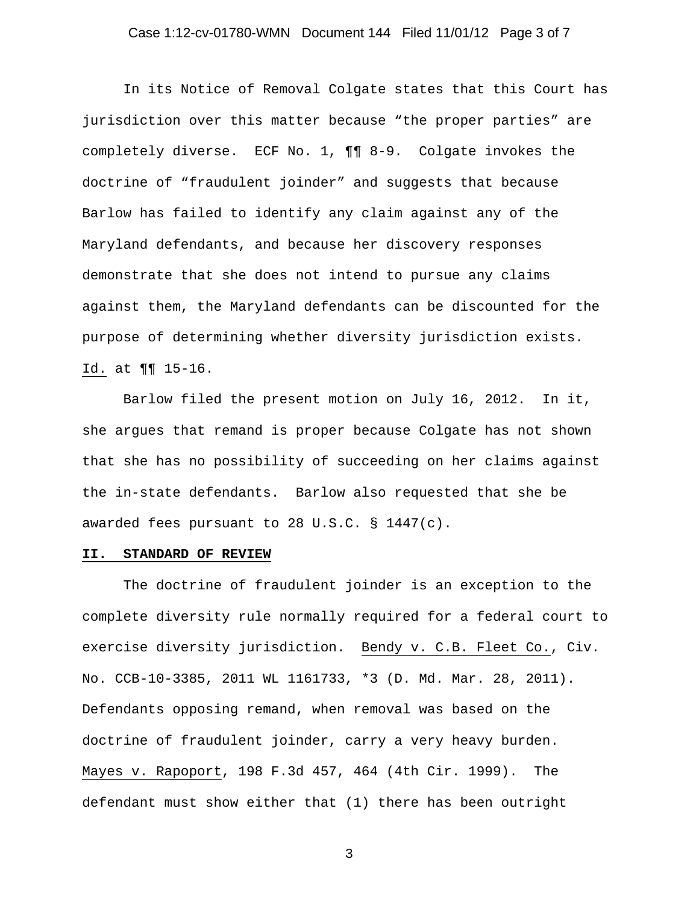In its Notice of Removal Colgate states that this Court has jurisdiction over this matter because "the proper parties" are completely diverse. ECF No. 1, ¶¶ 8-9. Colgate invokes the doctrine of "fraudulent joinder" and suggests that because Barlow has failed to identify any claim against any of the Maryland defendants, and because her discovery responses demonstrate that she does not intend to pursue any claims against them, the Maryland defendants can be discounted for the purpose of determining whether diversity jurisdiction exists. Id. at ¶¶ 15-16.

Barlow filed the present motion on July 16, 2012. In it, she argues that remand is proper because Colgate has not shown that she has no possibility of succeeding on her claims against the in-state defendants. Barlow also requested that she be awarded fees pursuant to 28 U.S.C. § 1447(c).

## II. STANDARD OF REVIEW

The doctrine of fraudulent joinder is an exception to the complete diversity rule normally required for a federal court to exercise diversity jurisdiction. Bendy v. C.B. Fleet Co., Civ. No. CCB-10-3385, 2011 WL 1161733, *3 (D. Md. Mar. 28, 2011). Defendants opposing remand, when removal was based on the doctrine of fraudulent joinder, carry a very heavy burden. Mayes v. Rapoport, 198 F.3d 457, 464 (4th Cir. 1999). The defendant must show either that (1) there has been outright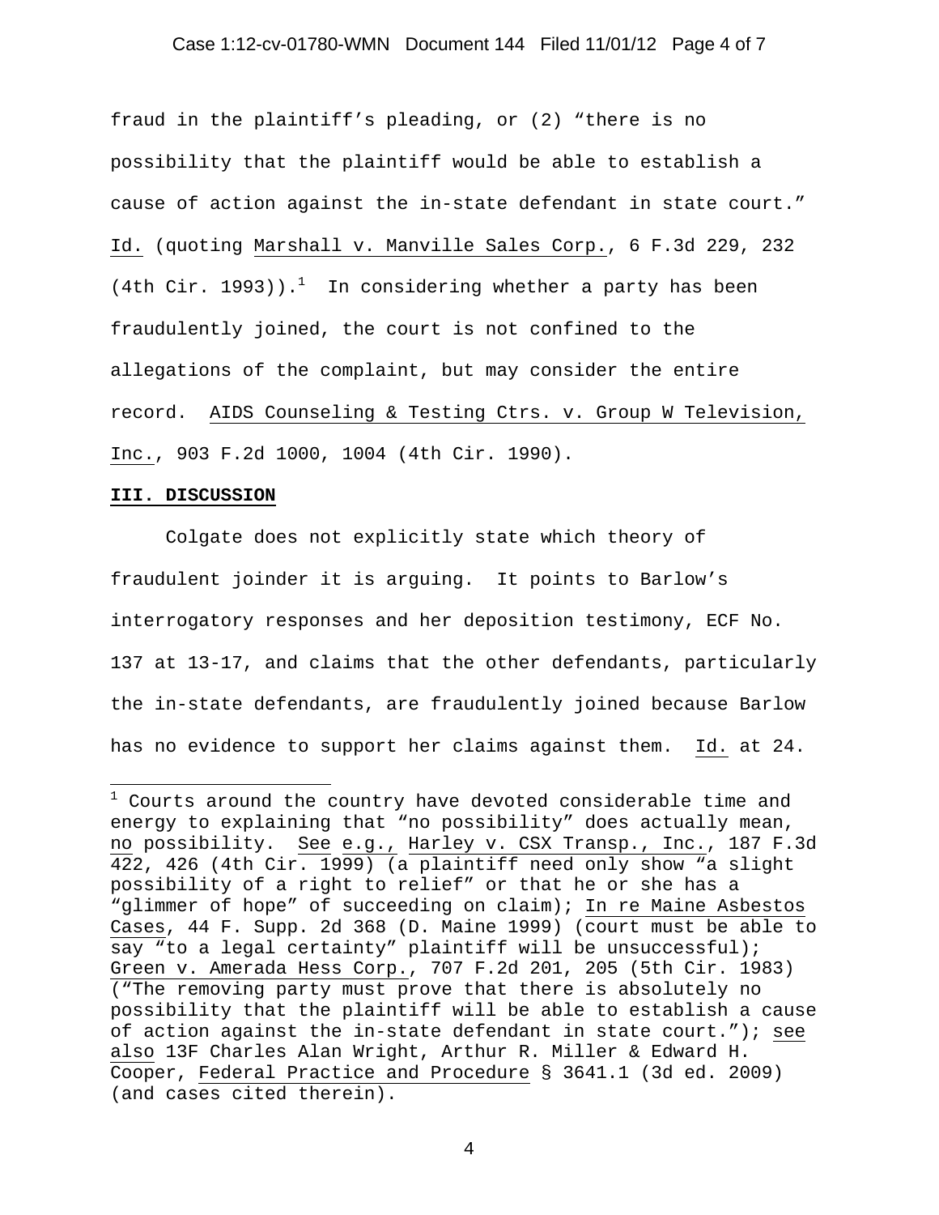fraud in the plaintiff's pleading, or (2) "there is no possibility that the plaintiff would be able to establish a cause of action against the in-state defendant in state court." Id. (quoting Marshall v. Manville Sales Corp., 6 F.3d 229, 232 (4th Cir. 1993)).[1] In considering whether a party has been fraudulently joined, the court is not confined to the allegations of the complaint, but may consider the entire record. AIDS Counseling & Testing Ctrs. v. Group W Television, Inc., 903 F.2d 1000, 1004 (4th Cir. 1990).

**III. DISCUSSION**

Colgate does not explicitly state which theory of fraudulent joinder it is arguing. It points to Barlow's interrogatory responses and her deposition testimony, ECF No. 137 at 13-17, and claims that the other defendants, particularly the in-state defendants, are fraudulently joined because Barlow has no evidence to support her claims against them. Id. at 24.

---

[1] Courts around the country have devoted considerable time and energy to explaining that "no possibility" does actually mean, no possibility. See e.g., Harley v. CSX Transp., Inc., 187 F.3d 422, 426 (4th Cir. 1999) (a plaintiff need only show "a slight possibility of a right to relief" or that he or she has a "glimmer of hope" of succeeding on claim); In re Maine Asbestos Cases, 44 F. Supp. 2d 368 (D. Maine 1999) (court must be able to say "to a legal certainty" plaintiff will be unsuccessful); Green v. Amerada Hess Corp., 707 F.2d 201, 205 (5th Cir. 1983) ("The removing party must prove that there is absolutely no possibility that the plaintiff will be able to establish a cause of action against the in-state defendant in state court."); see also 13F Charles Alan Wright, Arthur R. Miller & Edward H. Cooper, Federal Practice and Procedure § 3641.1 (3d ed. 2009) (and cases cited therein).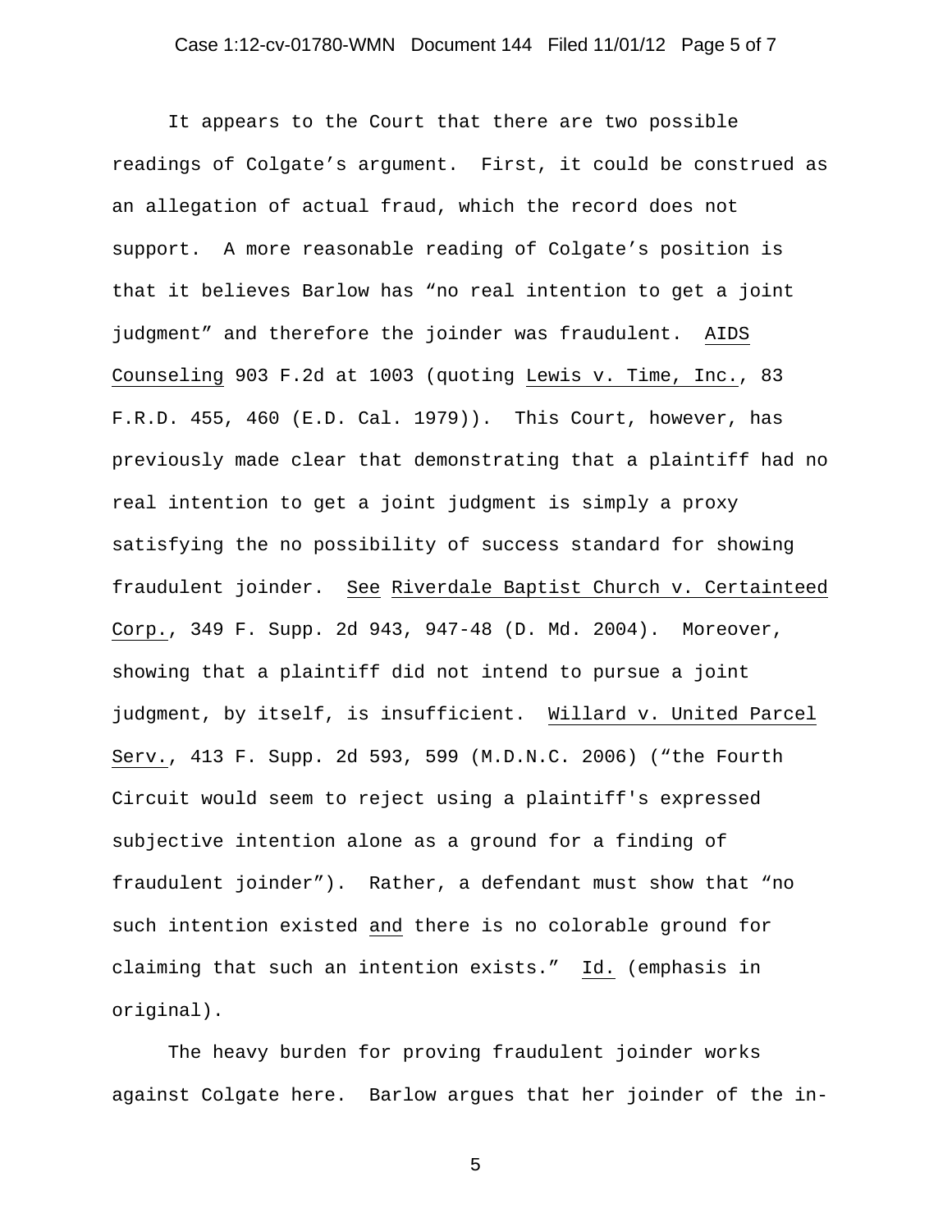It appears to the Court that there are two possible readings of Colgate's argument. First, it could be construed as an allegation of actual fraud, which the record does not support. A more reasonable reading of Colgate's position is that it believes Barlow has "no real intention to get a joint judgment" and therefore the joinder was fraudulent. AIDS Counseling 903 F.2d at 1003 (quoting Lewis v. Time, Inc., 83 F.R.D. 455, 460 (E.D. Cal. 1979)). This Court, however, has previously made clear that demonstrating that a plaintiff had no real intention to get a joint judgment is simply a proxy satisfying the no possibility of success standard for showing fraudulent joinder. See Riverdale Baptist Church v. Certainteed Corp., 349 F. Supp. 2d 943, 947-48 (D. Md. 2004). Moreover, showing that a plaintiff did not intend to pursue a joint judgment, by itself, is insufficient. Willard v. United Parcel Serv., 413 F. Supp. 2d 593, 599 (M.D.N.C. 2006) ("the Fourth Circuit would seem to reject using a plaintiff's expressed subjective intention alone as a ground for a finding of fraudulent joinder"). Rather, a defendant must show that "no such intention existed and there is no colorable ground for claiming that such an intention exists." Id. (emphasis in original).

The heavy burden for proving fraudulent joinder works against Colgate here. Barlow argues that her joinder of the in-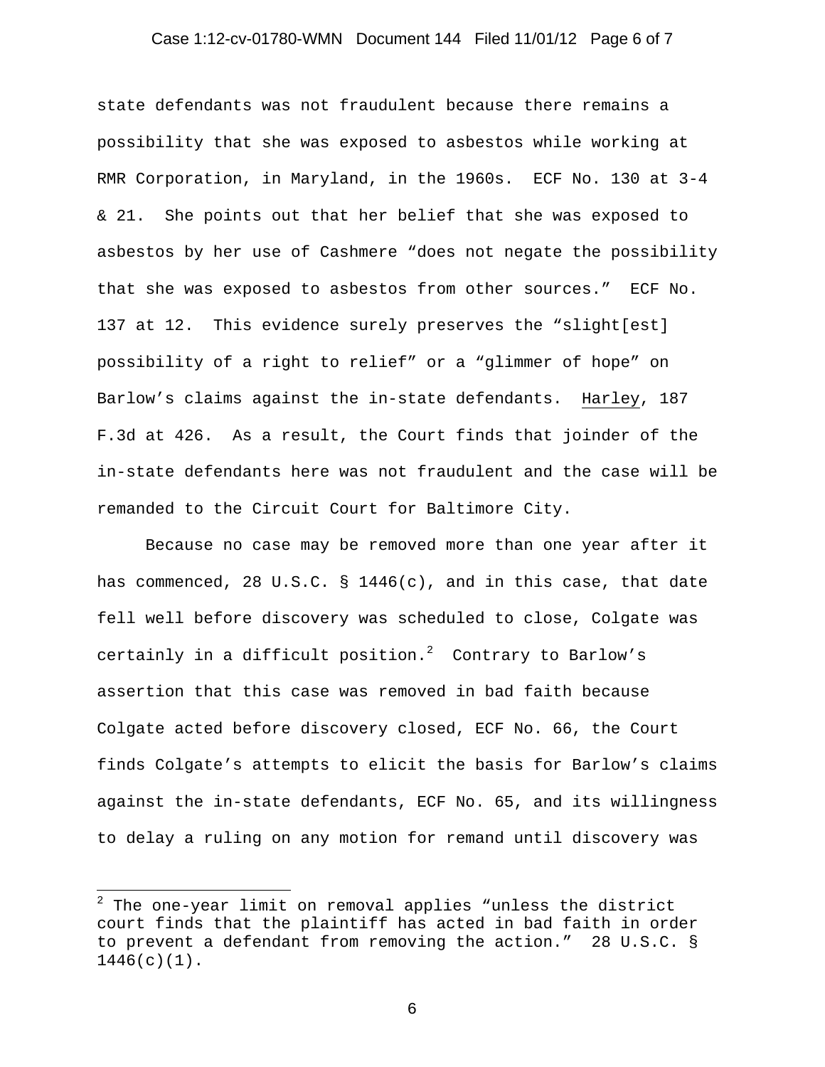state defendants was not fraudulent because there remains a possibility that she was exposed to asbestos while working at RMR Corporation, in Maryland, in the 1960s. ECF No. 130 at 3-4 & 21. She points out that her belief that she was exposed to asbestos by her use of Cashmere "does not negate the possibility that she was exposed to asbestos from other sources." ECF No. 137 at 12. This evidence surely preserves the "slight[est] possibility of a right to relief" or a "glimmer of hope" on Barlow's claims against the in-state defendants. Harley, 187 F.3d at 426. As a result, the Court finds that joinder of the in-state defendants here was not fraudulent and the case will be remanded to the Circuit Court for Baltimore City.

Because no case may be removed more than one year after it has commenced, 28 U.S.C. § 1446(c), and in this case, that date fell well before discovery was scheduled to close, Colgate was certainly in a difficult position.[2] Contrary to Barlow's assertion that this case was removed in bad faith because Colgate acted before discovery closed, ECF No. 66, the Court finds Colgate's attempts to elicit the basis for Barlow's claims against the in-state defendants, ECF No. 65, and its willingness to delay a ruling on any motion for remand until discovery was

---

[2] The one-year limit on removal applies "unless the district court finds that the plaintiff has acted in bad faith in order to prevent a defendant from removing the action." 28 U.S.C. § 1446(c)(1).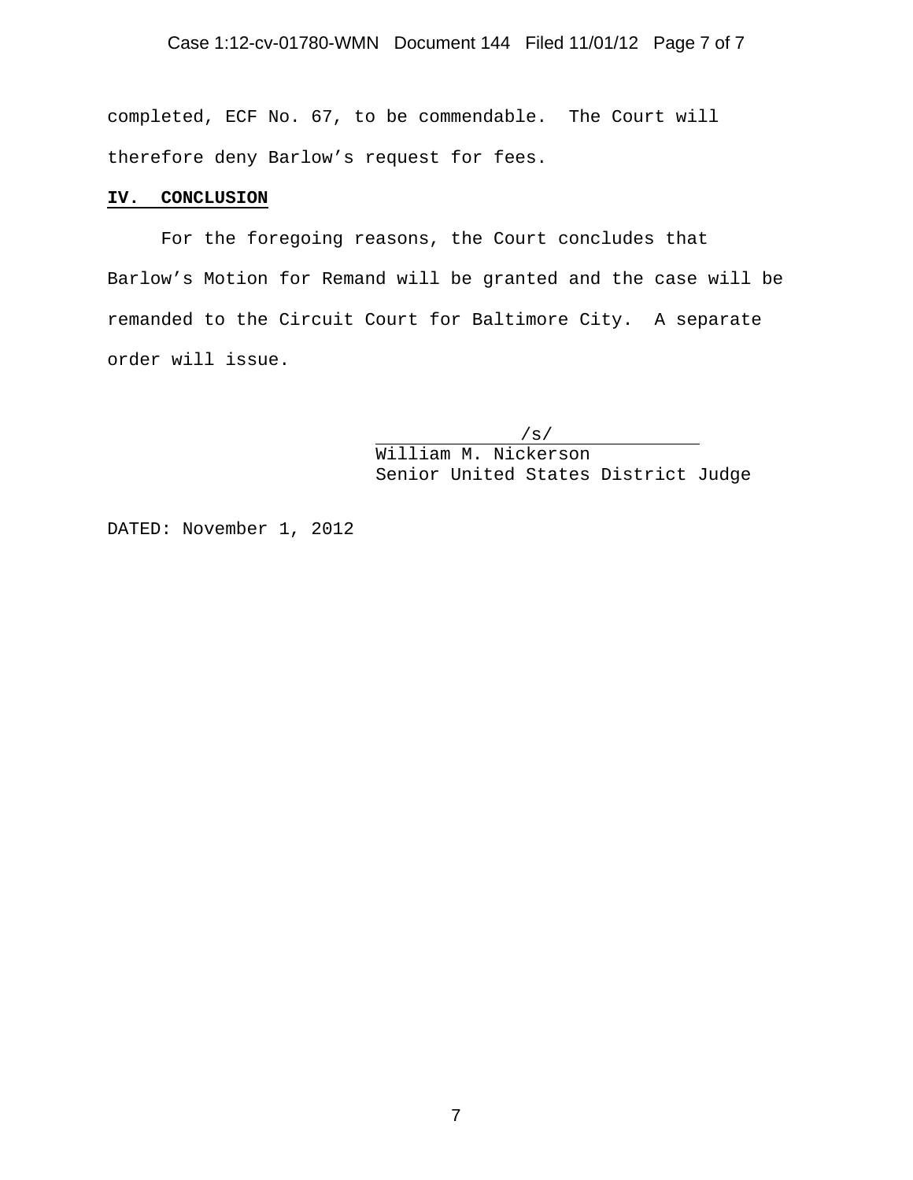completed, ECF No. 67, to be commendable. The Court will therefore deny Barlow's request for fees.

## IV. CONCLUSION

For the foregoing reasons, the Court concludes that Barlow's Motion for Remand will be granted and the case will be remanded to the Circuit Court for Baltimore City. A separate order will issue.

/s/

William M. Nickerson
Senior United States District Judge

DATED: November 1, 2012